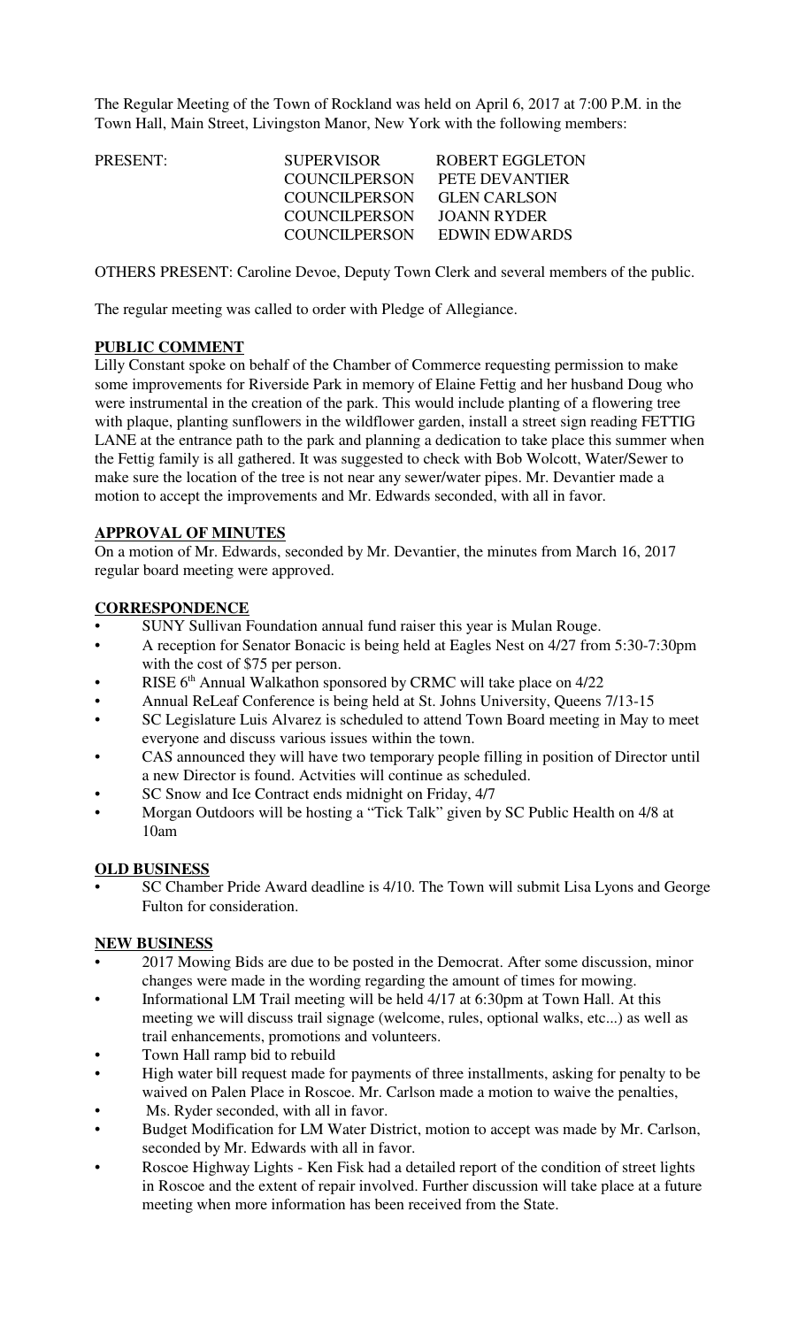The Regular Meeting of the Town of Rockland was held on April 6, 2017 at 7:00 P.M. in the Town Hall, Main Street, Livingston Manor, New York with the following members:

| PRESENT: | SUPERVISOR | ROBERT EGGLETON |
|---|---|---|
| | COUNCILPERSON | PETE DEVANTIER |
| | COUNCILPERSON | GLEN CARLSON |
| | COUNCILPERSON | JOANN RYDER |
| | COUNCILPERSON | EDWIN EDWARDS |

OTHERS PRESENT: Caroline Devoe, Deputy Town Clerk and several members of the public.

The regular meeting was called to order with Pledge of Allegiance.

## PUBLIC COMMENT

Lilly Constant spoke on behalf of the Chamber of Commerce requesting permission to make some improvements for Riverside Park in memory of Elaine Fettig and her husband Doug who were instrumental in the creation of the park. This would include planting of a flowering tree with plaque, planting sunflowers in the wildflower garden, install a street sign reading FETTIG LANE at the entrance path to the park and planning a dedication to take place this summer when the Fettig family is all gathered. It was suggested to check with Bob Wolcott, Water/Sewer to make sure the location of the tree is not near any sewer/water pipes. Mr. Devantier made a motion to accept the improvements and Mr. Edwards seconded, with all in favor.

## APPROVAL OF MINUTES

On a motion of Mr. Edwards, seconded by Mr. Devantier, the minutes from March 16, 2017 regular board meeting were approved.

## CORRESPONDENCE

- SUNY Sullivan Foundation annual fund raiser this year is Mulan Rouge.
- A reception for Senator Bonacic is being held at Eagles Nest on 4/27 from 5:30-7:30pm with the cost of $75 per person.
- RISE 6th Annual Walkathon sponsored by CRMC will take place on 4/22
- Annual ReLeaf Conference is being held at St. Johns University, Queens 7/13-15
- SC Legislature Luis Alvarez is scheduled to attend Town Board meeting in May to meet everyone and discuss various issues within the town.
- CAS announced they will have two temporary people filling in position of Director until a new Director is found. Actvities will continue as scheduled.
- SC Snow and Ice Contract ends midnight on Friday, 4/7
- Morgan Outdoors will be hosting a "Tick Talk" given by SC Public Health on 4/8 at 10am

## OLD BUSINESS

- SC Chamber Pride Award deadline is 4/10. The Town will submit Lisa Lyons and George Fulton for consideration.

## NEW BUSINESS

- 2017 Mowing Bids are due to be posted in the Democrat. After some discussion, minor changes were made in the wording regarding the amount of times for mowing.
- Informational LM Trail meeting will be held 4/17 at 6:30pm at Town Hall. At this meeting we will discuss trail signage (welcome, rules, optional walks, etc...) as well as trail enhancements, promotions and volunteers.
- Town Hall ramp bid to rebuild
- High water bill request made for payments of three installments, asking for penalty to be waived on Palen Place in Roscoe. Mr. Carlson made a motion to waive the penalties,
- Ms. Ryder seconded, with all in favor.
- Budget Modification for LM Water District, motion to accept was made by Mr. Carlson, seconded by Mr. Edwards with all in favor.
- Roscoe Highway Lights - Ken Fisk had a detailed report of the condition of street lights in Roscoe and the extent of repair involved. Further discussion will take place at a future meeting when more information has been received from the State.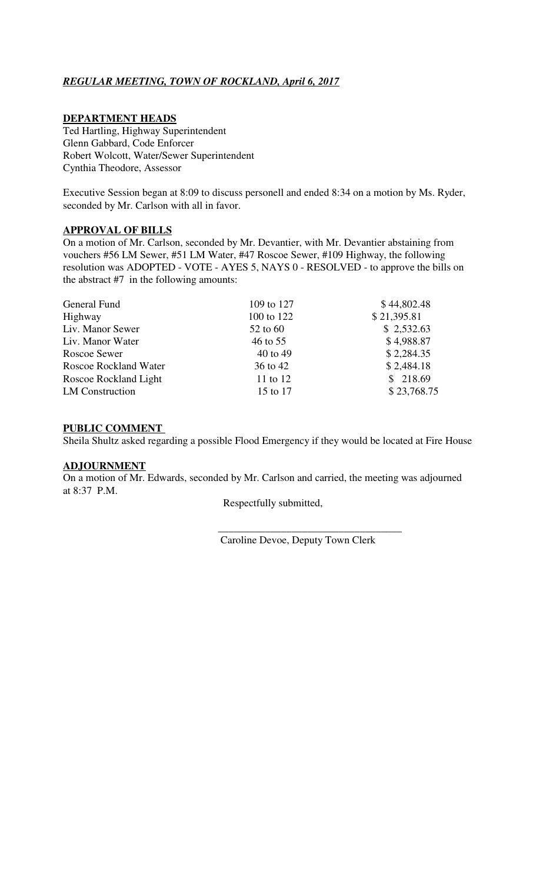***REGULAR MEETING, TOWN OF ROCKLAND, April 6, 2017***

**DEPARTMENT HEADS**

Ted Hartling, Highway Superintendent
Glenn Gabbard, Code Enforcer
Robert Wolcott, Water/Sewer Superintendent
Cynthia Theodore, Assessor

Executive Session began at 8:09 to discuss personell and ended 8:34 on a motion by Ms. Ryder, seconded by Mr. Carlson with all in favor.

**APPROVAL OF BILLS**

On a motion of Mr. Carlson, seconded by Mr. Devantier, with Mr. Devantier abstaining from vouchers #56 LM Sewer, #51 LM Water, #47 Roscoe Sewer, #109 Highway, the following resolution was ADOPTED - VOTE - AYES 5, NAYS 0 - RESOLVED - to approve the bills on the abstract #7 in the following amounts:

| | | |
|---|---|---|
| General Fund | 109 to 127 | $ 44,802.48 |
| Highway | 100 to 122 | $ 21,395.81 |
| Liv. Manor Sewer | 52 to 60 | $ 2,532.63 |
| Liv. Manor Water | 46 to 55 | $ 4,988.87 |
| Roscoe Sewer | 40 to 49 | $ 2,284.35 |
| Roscoe Rockland Water | 36 to 42 | $ 2,484.18 |
| Roscoe Rockland Light | 11 to 12 | $ 218.69 |
| LM Construction | 15 to 17 | $ 23,768.75 |

**PUBLIC COMMENT**

Sheila Shultz asked regarding a possible Flood Emergency if they would be located at Fire House

**ADJOURNMENT**

On a motion of Mr. Edwards, seconded by Mr. Carlson and carried, the meeting was adjourned at 8:37 P.M.

Respectfully submitted,

\_\_\_\_\_\_\_\_\_\_\_\_\_\_\_\_\_\_\_\_\_\_\_\_\_\_\_\_\_\_\_\_\_\_\_

Caroline Devoe, Deputy Town Clerk